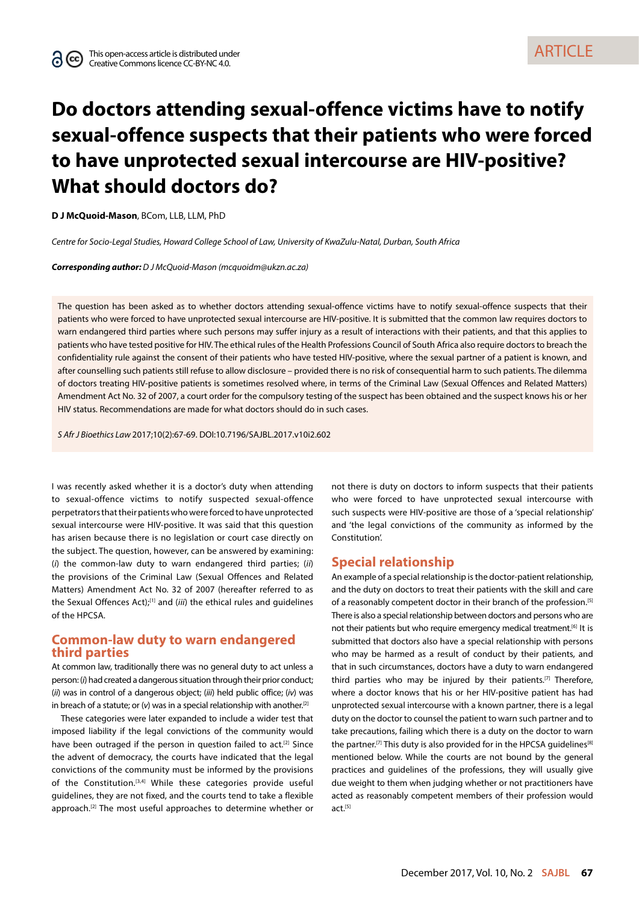This open-access article is distributed under Creative Commons licence CC-BY-NC 4.0.

ARTICLE

# Do doctors attending sexual-offence victims have to notify sexual-offence suspects that their patients who were forced to have unprotected sexual intercourse are HIV-positive? What should doctors do?

**D J McQuoid-Mason**, BCom, LLB, LLM, PhD

*Centre for Socio-Legal Studies, Howard College School of Law, University of KwaZulu-Natal, Durban, South Africa*

***Corresponding author:*** *D J McQuoid-Mason (mcquoidm@ukzn.ac.za)*

The question has been asked as to whether doctors attending sexual-offence victims have to notify sexual-offence suspects that their patients who were forced to have unprotected sexual intercourse are HIV-positive. It is submitted that the common law requires doctors to warn endangered third parties where such persons may suffer injury as a result of interactions with their patients, and that this applies to patients who have tested positive for HIV. The ethical rules of the Health Professions Council of South Africa also require doctors to breach the confidentiality rule against the consent of their patients who have tested HIV-positive, where the sexual partner of a patient is known, and after counselling such patients still refuse to allow disclosure – provided there is no risk of consequential harm to such patients. The dilemma of doctors treating HIV-positive patients is sometimes resolved where, in terms of the Criminal Law (Sexual Offences and Related Matters) Amendment Act No. 32 of 2007, a court order for the compulsory testing of the suspect has been obtained and the suspect knows his or her HIV status. Recommendations are made for what doctors should do in such cases.

*S Afr J Bioethics Law* 2017;10(2):67-69. DOI:10.7196/SAJBL.2017.v10i2.602

I was recently asked whether it is a doctor's duty when attending to sexual-offence victims to notify suspected sexual-offence perpetrators that their patients who were forced to have unprotected sexual intercourse were HIV-positive. It was said that this question has arisen because there is no legislation or court case directly on the subject. The question, however, can be answered by examining: (*i*) the common-law duty to warn endangered third parties; (*ii*) the provisions of the Criminal Law (Sexual Offences and Related Matters) Amendment Act No. 32 of 2007 (hereafter referred to as the Sexual Offences Act);[1] and (*iii*) the ethical rules and guidelines of the HPCSA.

## Common-law duty to warn endangered third parties

At common law, traditionally there was no general duty to act unless a person: (*i*) had created a dangerous situation through their prior conduct; (*ii*) was in control of a dangerous object; (*iii*) held public office; (*iv*) was in breach of a statute; or (*v*) was in a special relationship with another.[2]

These categories were later expanded to include a wider test that imposed liability if the legal convictions of the community would have been outraged if the person in question failed to act.[2] Since the advent of democracy, the courts have indicated that the legal convictions of the community must be informed by the provisions of the Constitution.[3,4] While these categories provide useful guidelines, they are not fixed, and the courts tend to take a flexible approach.[2] The most useful approaches to determine whether or not there is duty on doctors to inform suspects that their patients who were forced to have unprotected sexual intercourse with such suspects were HIV-positive are those of a 'special relationship' and 'the legal convictions of the community as informed by the Constitution'.

## Special relationship

An example of a special relationship is the doctor-patient relationship, and the duty on doctors to treat their patients with the skill and care of a reasonably competent doctor in their branch of the profession.[5] There is also a special relationship between doctors and persons who are not their patients but who require emergency medical treatment.[6] It is submitted that doctors also have a special relationship with persons who may be harmed as a result of conduct by their patients, and that in such circumstances, doctors have a duty to warn endangered third parties who may be injured by their patients.[7] Therefore, where a doctor knows that his or her HIV-positive patient has had unprotected sexual intercourse with a known partner, there is a legal duty on the doctor to counsel the patient to warn such partner and to take precautions, failing which there is a duty on the doctor to warn the partner.[7] This duty is also provided for in the HPCSA guidelines[8] mentioned below. While the courts are not bound by the general practices and guidelines of the professions, they will usually give due weight to them when judging whether or not practitioners have acted as reasonably competent members of their profession would act.[5]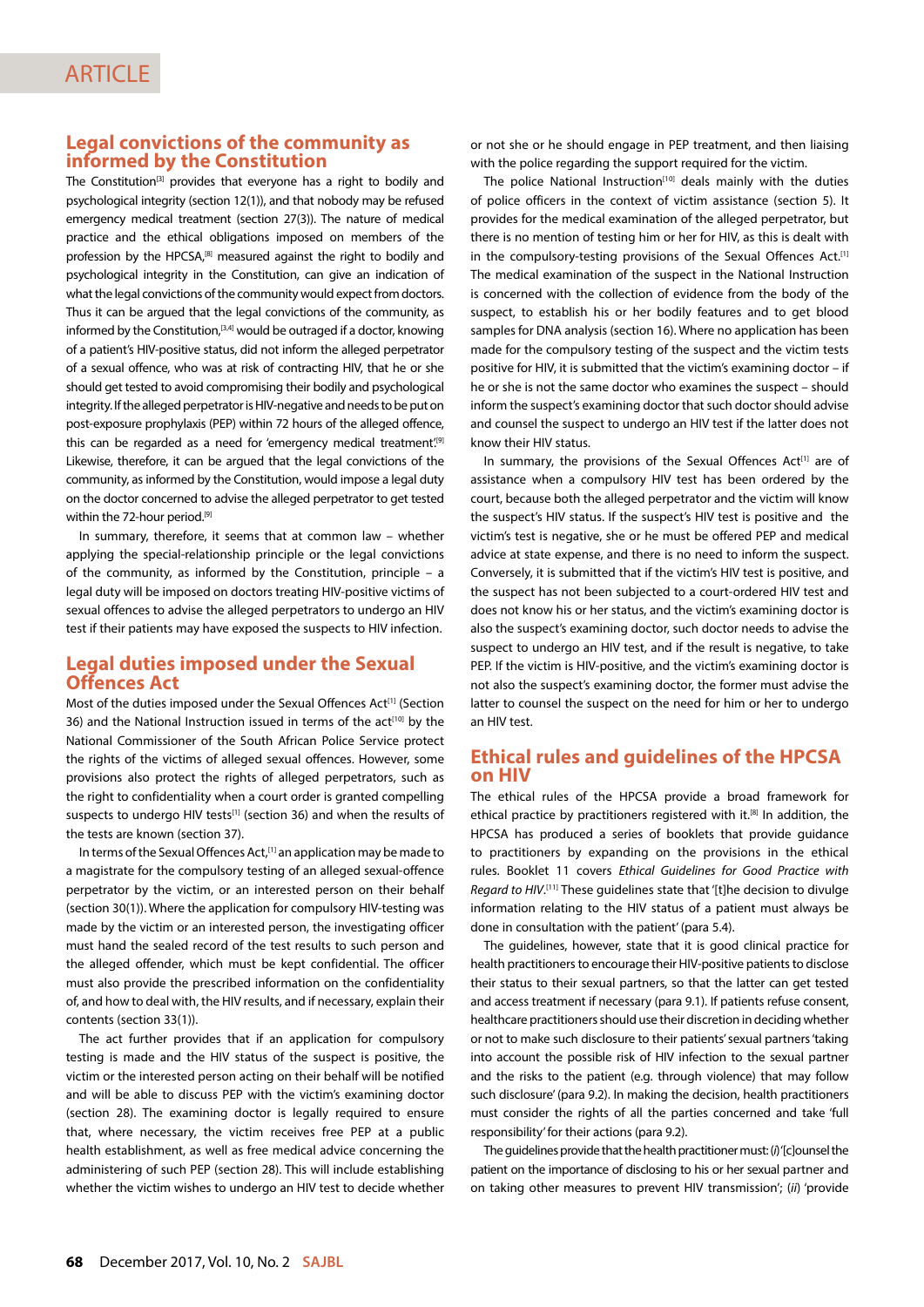## Legal convictions of the community as informed by the Constitution

The Constitution[3] provides that everyone has a right to bodily and psychological integrity (section 12(1)), and that nobody may be refused emergency medical treatment (section 27(3)). The nature of medical practice and the ethical obligations imposed on members of the profession by the HPCSA,[8] measured against the right to bodily and psychological integrity in the Constitution, can give an indication of what the legal convictions of the community would expect from doctors. Thus it can be argued that the legal convictions of the community, as informed by the Constitution,[3,4] would be outraged if a doctor, knowing of a patient's HIV-positive status, did not inform the alleged perpetrator of a sexual offence, who was at risk of contracting HIV, that he or she should get tested to avoid compromising their bodily and psychological integrity. If the alleged perpetrator is HIV-negative and needs to be put on post-exposure prophylaxis (PEP) within 72 hours of the alleged offence, this can be regarded as a need for 'emergency medical treatment'.[9] Likewise, therefore, it can be argued that the legal convictions of the community, as informed by the Constitution, would impose a legal duty on the doctor concerned to advise the alleged perpetrator to get tested within the 72-hour period.[9]

In summary, therefore, it seems that at common law – whether applying the special-relationship principle or the legal convictions of the community, as informed by the Constitution, principle – a legal duty will be imposed on doctors treating HIV-positive victims of sexual offences to advise the alleged perpetrators to undergo an HIV test if their patients may have exposed the suspects to HIV infection.

## Legal duties imposed under the Sexual Offences Act

Most of the duties imposed under the Sexual Offences Act[1] (Section 36) and the National Instruction issued in terms of the act[10] by the National Commissioner of the South African Police Service protect the rights of the victims of alleged sexual offences. However, some provisions also protect the rights of alleged perpetrators, such as the right to confidentiality when a court order is granted compelling suspects to undergo HIV tests[1] (section 36) and when the results of the tests are known (section 37).

In terms of the Sexual Offences Act,[1] an application may be made to a magistrate for the compulsory testing of an alleged sexual-offence perpetrator by the victim, or an interested person on their behalf (section 30(1)). Where the application for compulsory HIV-testing was made by the victim or an interested person, the investigating officer must hand the sealed record of the test results to such person and the alleged offender, which must be kept confidential. The officer must also provide the prescribed information on the confidentiality of, and how to deal with, the HIV results, and if necessary, explain their contents (section 33(1)).

The act further provides that if an application for compulsory testing is made and the HIV status of the suspect is positive, the victim or the interested person acting on their behalf will be notified and will be able to discuss PEP with the victim's examining doctor (section 28). The examining doctor is legally required to ensure that, where necessary, the victim receives free PEP at a public health establishment, as well as free medical advice concerning the administering of such PEP (section 28). This will include establishing whether the victim wishes to undergo an HIV test to decide whether or not she or he should engage in PEP treatment, and then liaising with the police regarding the support required for the victim.

The police National Instruction[10] deals mainly with the duties of police officers in the context of victim assistance (section 5). It provides for the medical examination of the alleged perpetrator, but there is no mention of testing him or her for HIV, as this is dealt with in the compulsory-testing provisions of the Sexual Offences Act.[1] The medical examination of the suspect in the National Instruction is concerned with the collection of evidence from the body of the suspect, to establish his or her bodily features and to get blood samples for DNA analysis (section 16). Where no application has been made for the compulsory testing of the suspect and the victim tests positive for HIV, it is submitted that the victim's examining doctor – if he or she is not the same doctor who examines the suspect – should inform the suspect's examining doctor that such doctor should advise and counsel the suspect to undergo an HIV test if the latter does not know their HIV status.

In summary, the provisions of the Sexual Offences Act[1] are of assistance when a compulsory HIV test has been ordered by the court, because both the alleged perpetrator and the victim will know the suspect's HIV status. If the suspect's HIV test is positive and the victim's test is negative, she or he must be offered PEP and medical advice at state expense, and there is no need to inform the suspect. Conversely, it is submitted that if the victim's HIV test is positive, and the suspect has not been subjected to a court-ordered HIV test and does not know his or her status, and the victim's examining doctor is also the suspect's examining doctor, such doctor needs to advise the suspect to undergo an HIV test, and if the result is negative, to take PEP. If the victim is HIV-positive, and the victim's examining doctor is not also the suspect's examining doctor, the former must advise the latter to counsel the suspect on the need for him or her to undergo an HIV test.

## Ethical rules and guidelines of the HPCSA on HIV

The ethical rules of the HPCSA provide a broad framework for ethical practice by practitioners registered with it.[8] In addition, the HPCSA has produced a series of booklets that provide guidance to practitioners by expanding on the provisions in the ethical rules. Booklet 11 covers *Ethical Guidelines for Good Practice with Regard to HIV*.[11] These guidelines state that '[t]he decision to divulge information relating to the HIV status of a patient must always be done in consultation with the patient' (para 5.4).

The guidelines, however, state that it is good clinical practice for health practitioners to encourage their HIV-positive patients to disclose their status to their sexual partners, so that the latter can get tested and access treatment if necessary (para 9.1). If patients refuse consent, healthcare practitioners should use their discretion in deciding whether or not to make such disclosure to their patients' sexual partners 'taking into account the possible risk of HIV infection to the sexual partner and the risks to the patient (e.g. through violence) that may follow such disclosure' (para 9.2). In making the decision, health practitioners must consider the rights of all the parties concerned and take 'full responsibility' for their actions (para 9.2).

The guidelines provide that the health practitioner must: (*i*) '[c]ounsel the patient on the importance of disclosing to his or her sexual partner and on taking other measures to prevent HIV transmission'; (*ii*) 'provide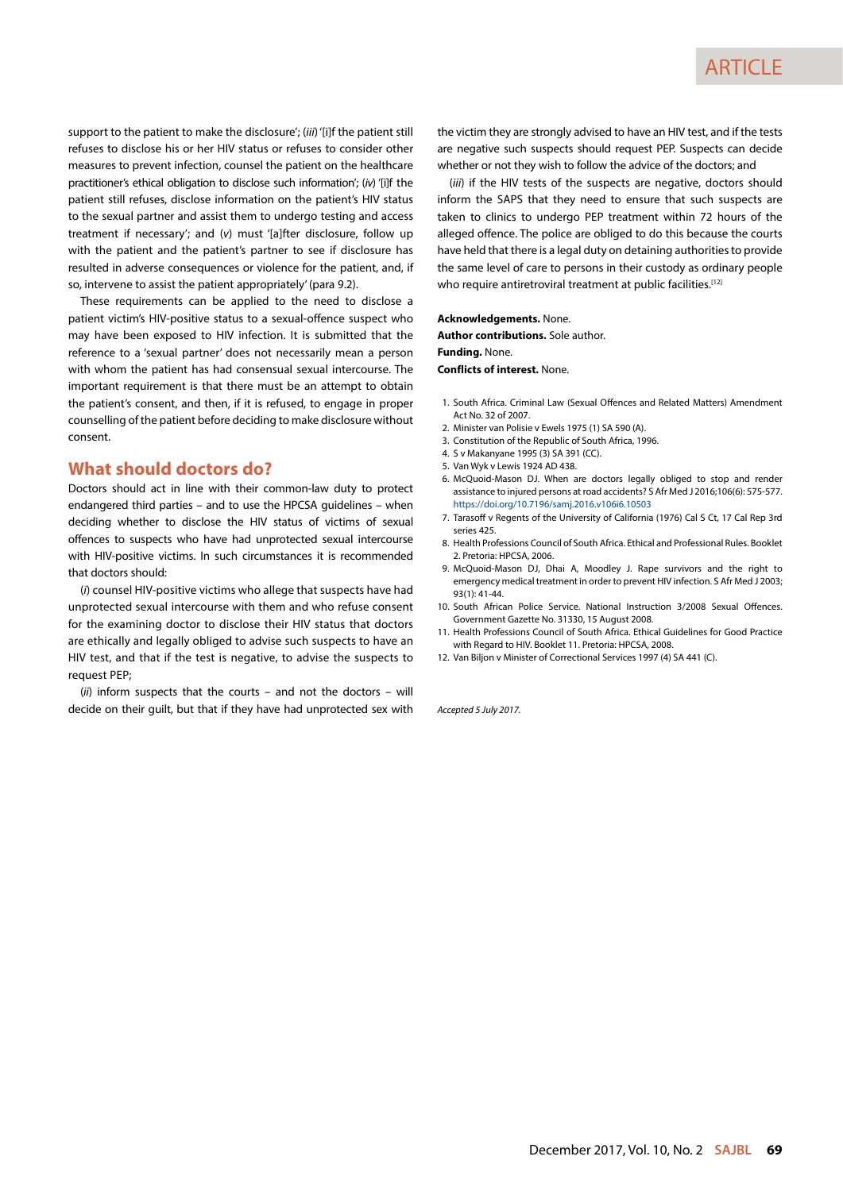support to the patient to make the disclosure'; (*iii*) '[i]f the patient still refuses to disclose his or her HIV status or refuses to consider other measures to prevent infection, counsel the patient on the healthcare practitioner's ethical obligation to disclose such information'; (*iv*) '[i]f the patient still refuses, disclose information on the patient's HIV status to the sexual partner and assist them to undergo testing and access treatment if necessary'; and (*v*) must '[a]fter disclosure, follow up with the patient and the patient's partner to see if disclosure has resulted in adverse consequences or violence for the patient, and, if so, intervene to assist the patient appropriately' (para 9.2).

These requirements can be applied to the need to disclose a patient victim's HIV-positive status to a sexual-offence suspect who may have been exposed to HIV infection. It is submitted that the reference to a 'sexual partner' does not necessarily mean a person with whom the patient has had consensual sexual intercourse. The important requirement is that there must be an attempt to obtain the patient's consent, and then, if it is refused, to engage in proper counselling of the patient before deciding to make disclosure without consent.

## What should doctors do?

Doctors should act in line with their common-law duty to protect endangered third parties – and to use the HPCSA guidelines – when deciding whether to disclose the HIV status of victims of sexual offences to suspects who have had unprotected sexual intercourse with HIV-positive victims. In such circumstances it is recommended that doctors should:

(*i*) counsel HIV-positive victims who allege that suspects have had unprotected sexual intercourse with them and who refuse consent for the examining doctor to disclose their HIV status that doctors are ethically and legally obliged to advise such suspects to have an HIV test, and that if the test is negative, to advise the suspects to request PEP;

(*ii*) inform suspects that the courts – and not the doctors – will decide on their guilt, but that if they have had unprotected sex with the victim they are strongly advised to have an HIV test, and if the tests are negative such suspects should request PEP. Suspects can decide whether or not they wish to follow the advice of the doctors; and

(*iii*) if the HIV tests of the suspects are negative, doctors should inform the SAPS that they need to ensure that such suspects are taken to clinics to undergo PEP treatment within 72 hours of the alleged offence. The police are obliged to do this because the courts have held that there is a legal duty on detaining authorities to provide the same level of care to persons in their custody as ordinary people who require antiretroviral treatment at public facilities.[12]

**Acknowledgements.** None.

**Author contributions.** Sole author.

**Funding.** None.

**Conflicts of interest.** None.

1. South Africa. Criminal Law (Sexual Offences and Related Matters) Amendment Act No. 32 of 2007.
2. Minister van Polisie v Ewels 1975 (1) SA 590 (A).
3. Constitution of the Republic of South Africa, 1996.
4. S v Makanyane 1995 (3) SA 391 (CC).
5. Van Wyk v Lewis 1924 AD 438.
6. McQuoid-Mason DJ. When are doctors legally obliged to stop and render assistance to injured persons at road accidents? S Afr Med J 2016;106(6): 575-577. https://doi.org/10.7196/samj.2016.v106i6.10503
7. Tarasoff v Regents of the University of California (1976) Cal S Ct, 17 Cal Rep 3rd series 425.
8. Health Professions Council of South Africa. Ethical and Professional Rules. Booklet 2. Pretoria: HPCSA, 2006.
9. McQuoid-Mason DJ, Dhai A, Moodley J. Rape survivors and the right to emergency medical treatment in order to prevent HIV infection. S Afr Med J 2003; 93(1): 41-44.
10. South African Police Service. National Instruction 3/2008 Sexual Offences. Government Gazette No. 31330, 15 August 2008.
11. Health Professions Council of South Africa. Ethical Guidelines for Good Practice with Regard to HIV. Booklet 11. Pretoria: HPCSA, 2008.
12. Van Biljon v Minister of Correctional Services 1997 (4) SA 441 (C).

*Accepted 5 July 2017.*